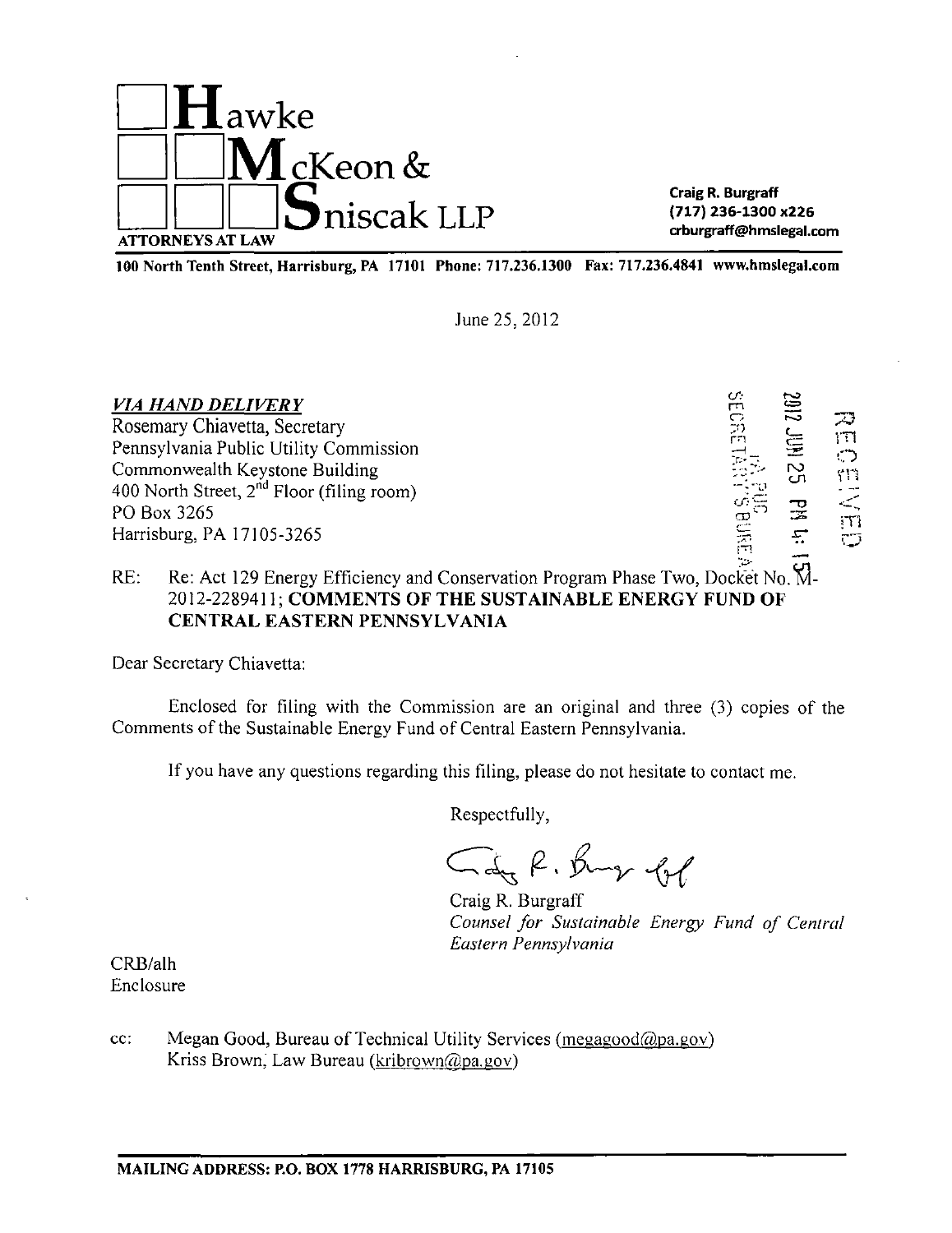# Hawke McKeon & Sniscak LLP

ATTORNEYS AT LAW

**Craig R. Burgraff**
**(717) 236-1300 x226**
**crburgraff@hmslegal.com**

**100 North Tenth Street, Harrisburg, PA 17101 Phone: 717.236.1300 Fax: 717.236.4841 www.hmslegal.com**

June 25, 2012

RECEIVED
2012 JUN 25 PM 4:15
PA PUC
SECRETARY'S BUREAU

***VIA HAND DELIVERY***
Rosemary Chiavetta, Secretary
Pennsylvania Public Utility Commission
Commonwealth Keystone Building
400 North Street, 2nd Floor (filing room)
PO Box 3265
Harrisburg, PA 17105-3265

RE: Re: Act 129 Energy Efficiency and Conservation Program Phase Two, Docket No. M-2012-2289411; **COMMENTS OF THE SUSTAINABLE ENERGY FUND OF CENTRAL EASTERN PENNSYLVANIA**

Dear Secretary Chiavetta:

Enclosed for filing with the Commission are an original and three (3) copies of the Comments of the Sustainable Energy Fund of Central Eastern Pennsylvania.

If you have any questions regarding this filing, please do not hesitate to contact me.

Respectfully,

Craig R. Burgraff
*Counsel for Sustainable Energy Fund of Central Eastern Pennsylvania*

CRB/alh
Enclosure

cc: Megan Good, Bureau of Technical Utility Services (megagood@pa.gov)
Kriss Brown, Law Bureau (kribrown@pa.gov)

**MAILING ADDRESS: P.O. BOX 1778 HARRISBURG, PA 17105**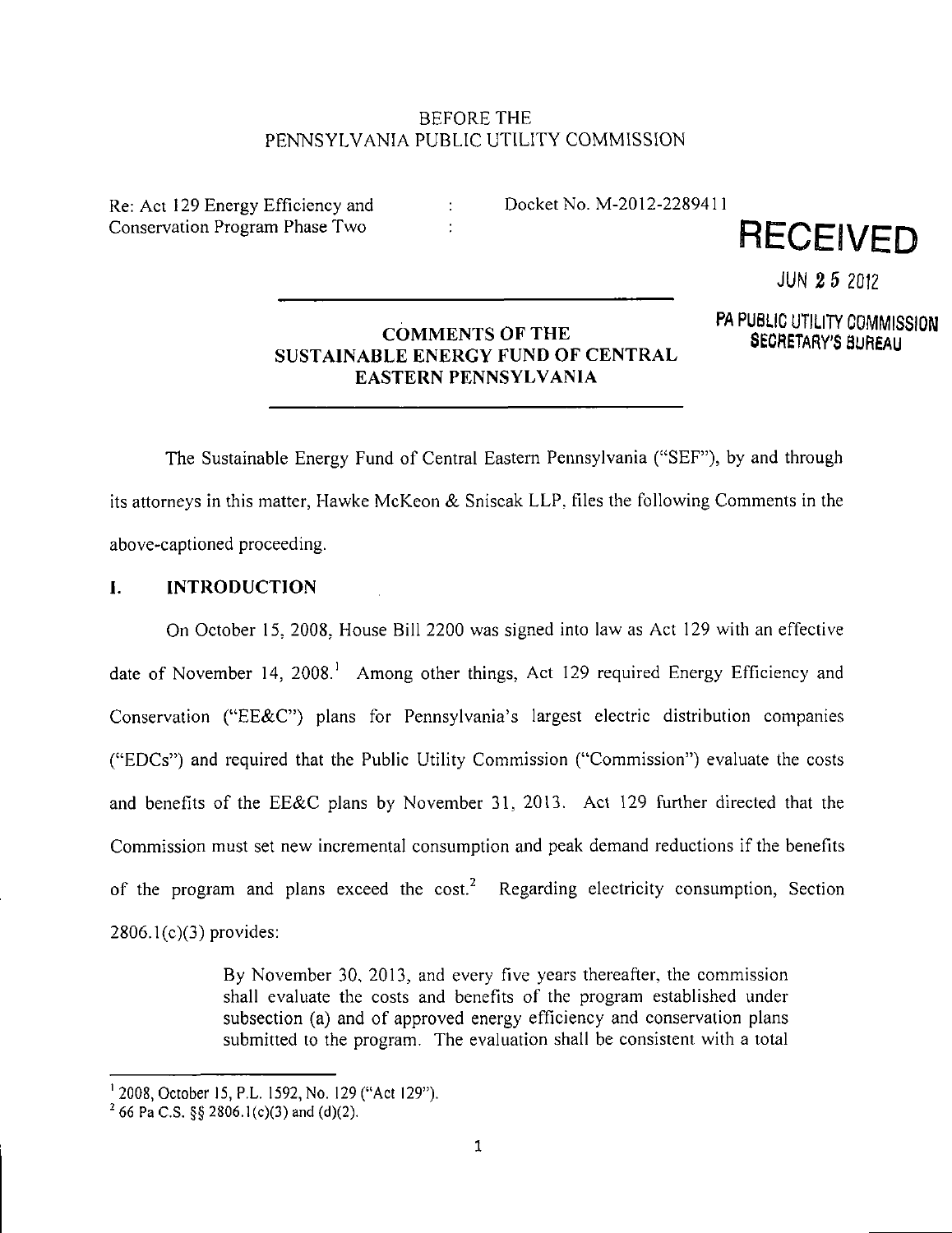BEFORE THE
PENNSYLVANIA PUBLIC UTILITY COMMISSION

Re: Act 129 Energy Efficiency and Conservation Program Phase Two : Docket No. M-2012-2289411

**RECEIVED**

JUN 25 2012

PA PUBLIC UTILITY COMMISSION
SECRETARY'S BUREAU

## COMMENTS OF THE SUSTAINABLE ENERGY FUND OF CENTRAL EASTERN PENNSYLVANIA

The Sustainable Energy Fund of Central Eastern Pennsylvania ("SEF"), by and through its attorneys in this matter, Hawke McKeon & Sniscak LLP, files the following Comments in the above-captioned proceeding.

## I. INTRODUCTION

On October 15, 2008, House Bill 2200 was signed into law as Act 129 with an effective date of November 14, 2008.[1] Among other things, Act 129 required Energy Efficiency and Conservation ("EE&C") plans for Pennsylvania's largest electric distribution companies ("EDCs") and required that the Public Utility Commission ("Commission") evaluate the costs and benefits of the EE&C plans by November 31, 2013. Act 129 further directed that the Commission must set new incremental consumption and peak demand reductions if the benefits of the program and plans exceed the cost.[2] Regarding electricity consumption, Section 2806.1(c)(3) provides:

> By November 30, 2013, and every five years thereafter, the commission shall evaluate the costs and benefits of the program established under subsection (a) and of approved energy efficiency and conservation plans submitted to the program. The evaluation shall be consistent with a total

[1] 2008, October 15, P.L. 1592, No. 129 ("Act 129").

[2] 66 Pa C.S. §§ 2806.1(c)(3) and (d)(2).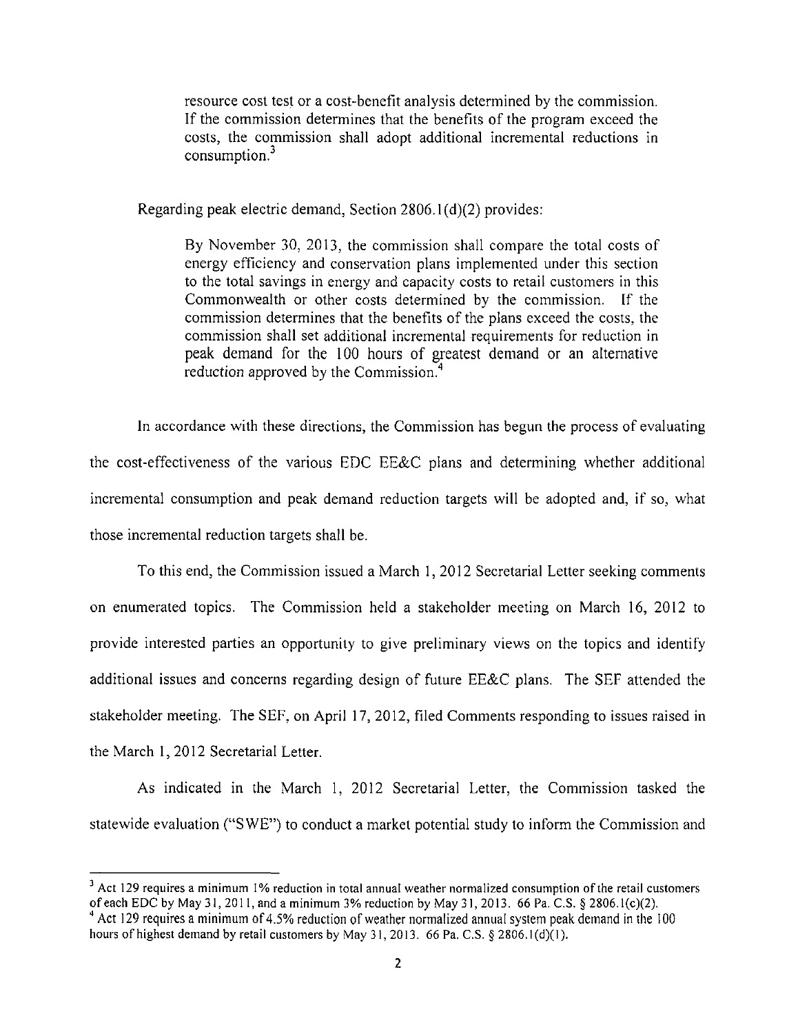> resource cost test or a cost-benefit analysis determined by the commission. If the commission determines that the benefits of the program exceed the costs, the commission shall adopt additional incremental reductions in consumption.[3]

Regarding peak electric demand, Section 2806.1(d)(2) provides:

> By November 30, 2013, the commission shall compare the total costs of energy efficiency and conservation plans implemented under this section to the total savings in energy and capacity costs to retail customers in this Commonwealth or other costs determined by the commission. If the commission determines that the benefits of the plans exceed the costs, the commission shall set additional incremental requirements for reduction in peak demand for the 100 hours of greatest demand or an alternative reduction approved by the Commission.[4]

In accordance with these directions, the Commission has begun the process of evaluating the cost-effectiveness of the various EDC EE&C plans and determining whether additional incremental consumption and peak demand reduction targets will be adopted and, if so, what those incremental reduction targets shall be.

To this end, the Commission issued a March 1, 2012 Secretarial Letter seeking comments on enumerated topics. The Commission held a stakeholder meeting on March 16, 2012 to provide interested parties an opportunity to give preliminary views on the topics and identify additional issues and concerns regarding design of future EE&C plans. The SEF attended the stakeholder meeting. The SEF, on April 17, 2012, filed Comments responding to issues raised in the March 1, 2012 Secretarial Letter.

As indicated in the March 1, 2012 Secretarial Letter, the Commission tasked the statewide evaluation ("SWE") to conduct a market potential study to inform the Commission and

---

[3] Act 129 requires a minimum 1% reduction in total annual weather normalized consumption of the retail customers of each EDC by May 31, 2011, and a minimum 3% reduction by May 31, 2013. 66 Pa. C.S. § 2806.1(c)(2).

[4] Act 129 requires a minimum of 4.5% reduction of weather normalized annual system peak demand in the 100 hours of highest demand by retail customers by May 31, 2013. 66 Pa. C.S. § 2806.1(d)(1).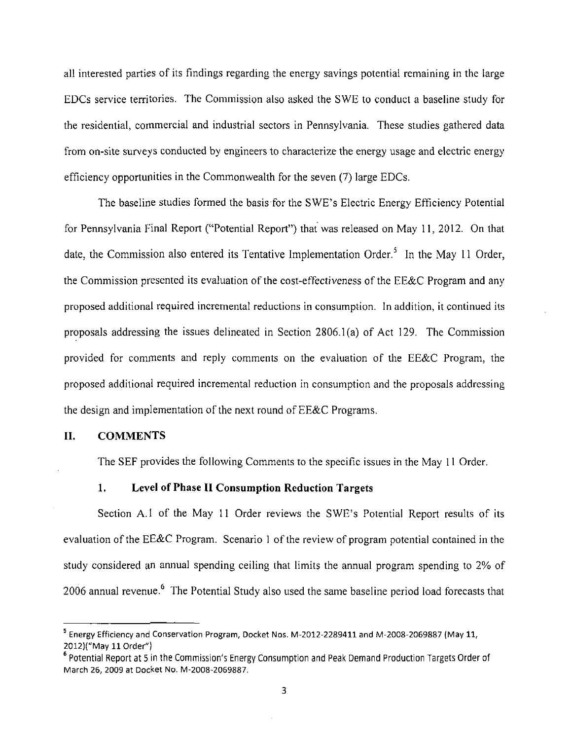all interested parties of its findings regarding the energy savings potential remaining in the large EDCs service territories. The Commission also asked the SWE to conduct a baseline study for the residential, commercial and industrial sectors in Pennsylvania. These studies gathered data from on-site surveys conducted by engineers to characterize the energy usage and electric energy efficiency opportunities in the Commonwealth for the seven (7) large EDCs.

The baseline studies formed the basis for the SWE's Electric Energy Efficiency Potential for Pennsylvania Final Report ("Potential Report") that was released on May 11, 2012. On that date, the Commission also entered its Tentative Implementation Order.[5] In the May 11 Order, the Commission presented its evaluation of the cost-effectiveness of the EE&C Program and any proposed additional required incremental reductions in consumption. In addition, it continued its proposals addressing the issues delineated in Section 2806.1(a) of Act 129. The Commission provided for comments and reply comments on the evaluation of the EE&C Program, the proposed additional required incremental reduction in consumption and the proposals addressing the design and implementation of the next round of EE&C Programs.

## II. COMMENTS

The SEF provides the following Comments to the specific issues in the May 11 Order.

### 1. Level of Phase II Consumption Reduction Targets

Section A.1 of the May 11 Order reviews the SWE's Potential Report results of its evaluation of the EE&C Program. Scenario 1 of the review of program potential contained in the study considered an annual spending ceiling that limits the annual program spending to 2% of 2006 annual revenue.[6] The Potential Study also used the same baseline period load forecasts that

---

[5] Energy Efficiency and Conservation Program, Docket Nos. M-2012-2289411 and M-2008-2069887 (May 11, 2012)("May 11 Order")

[6] Potential Report at 5 in the Commission's Energy Consumption and Peak Demand Production Targets Order of March 26, 2009 at Docket No. M-2008-2069887.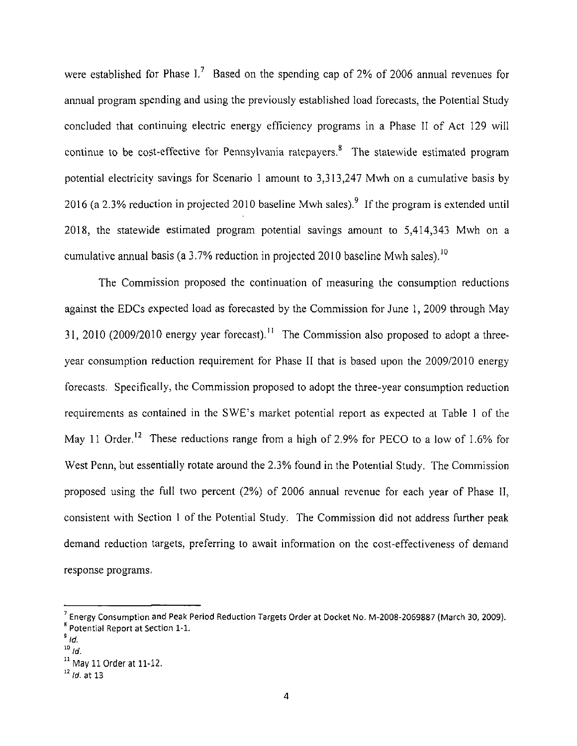were established for Phase I.[7] Based on the spending cap of 2% of 2006 annual revenues for annual program spending and using the previously established load forecasts, the Potential Study concluded that continuing electric energy efficiency programs in a Phase II of Act 129 will continue to be cost-effective for Pennsylvania ratepayers.[8] The statewide estimated program potential electricity savings for Scenario 1 amount to 3,313,247 Mwh on a cumulative basis by 2016 (a 2.3% reduction in projected 2010 baseline Mwh sales).[9] If the program is extended until 2018, the statewide estimated program potential savings amount to 5,414,343 Mwh on a cumulative annual basis (a 3.7% reduction in projected 2010 baseline Mwh sales).[10]

The Commission proposed the continuation of measuring the consumption reductions against the EDCs expected load as forecasted by the Commission for June 1, 2009 through May 31, 2010 (2009/2010 energy year forecast).[11] The Commission also proposed to adopt a three-year consumption reduction requirement for Phase II that is based upon the 2009/2010 energy forecasts. Specifically, the Commission proposed to adopt the three-year consumption reduction requirements as contained in the SWE's market potential report as expected at Table 1 of the May 11 Order.[12] These reductions range from a high of 2.9% for PECO to a low of 1.6% for West Penn, but essentially rotate around the 2.3% found in the Potential Study. The Commission proposed using the full two percent (2%) of 2006 annual revenue for each year of Phase II, consistent with Section 1 of the Potential Study. The Commission did not address further peak demand reduction targets, preferring to await information on the cost-effectiveness of demand response programs.

---

[7] Energy Consumption and Peak Period Reduction Targets Order at Docket No. M-2008-2069887 (March 30, 2009).

[8] Potential Report at Section 1-1.

[9] *Id.*

[10] *Id.*

[11] May 11 Order at 11-12.

[12] *Id.* at 13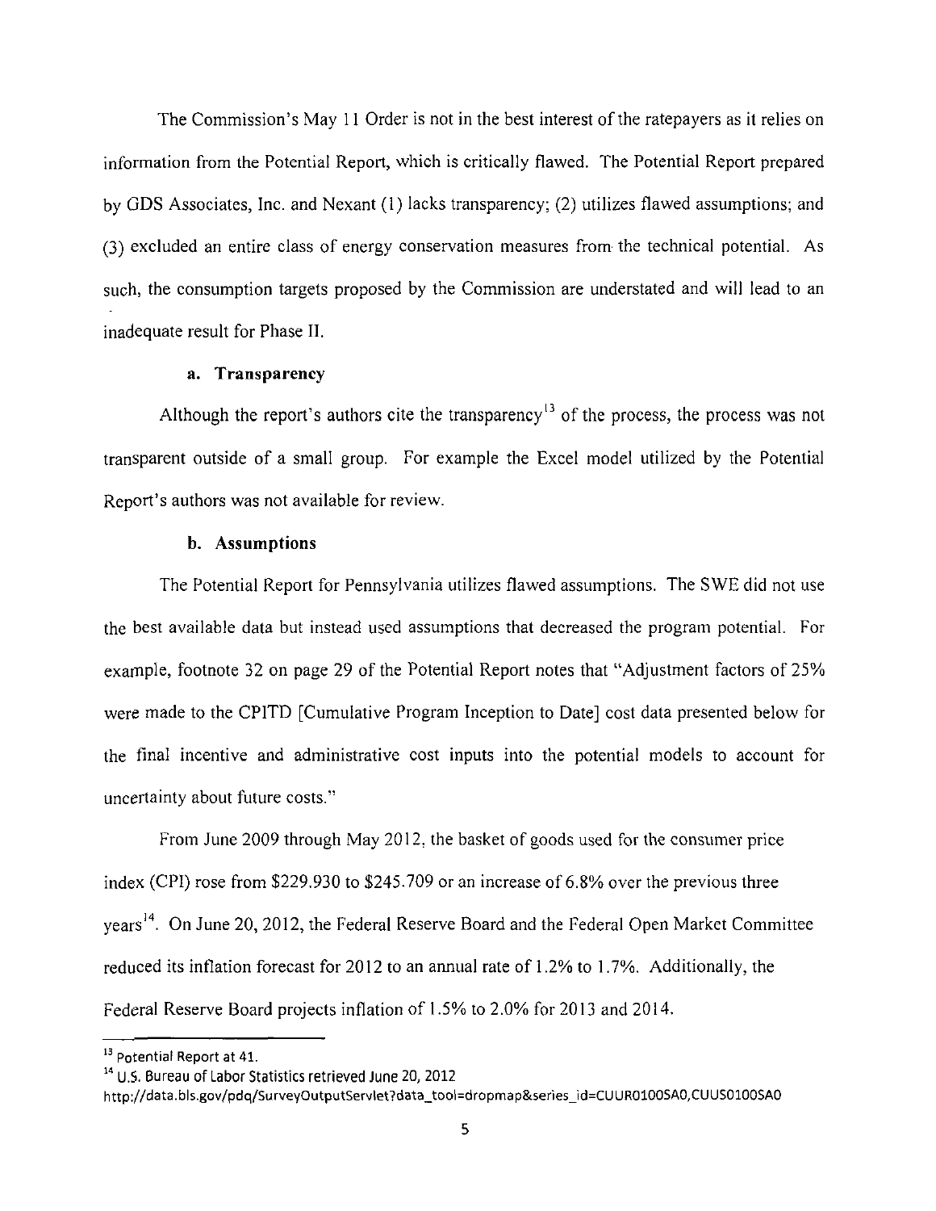The Commission's May 11 Order is not in the best interest of the ratepayers as it relies on information from the Potential Report, which is critically flawed. The Potential Report prepared by GDS Associates, Inc. and Nexant (1) lacks transparency; (2) utilizes flawed assumptions; and (3) excluded an entire class of energy conservation measures from the technical potential. As such, the consumption targets proposed by the Commission are understated and will lead to an inadequate result for Phase II.

**a. Transparency**

Although the report's authors cite the transparency[13] of the process, the process was not transparent outside of a small group. For example the Excel model utilized by the Potential Report's authors was not available for review.

**b. Assumptions**

The Potential Report for Pennsylvania utilizes flawed assumptions. The SWE did not use the best available data but instead used assumptions that decreased the program potential. For example, footnote 32 on page 29 of the Potential Report notes that "Adjustment factors of 25% were made to the CPITD [Cumulative Program Inception to Date] cost data presented below for the final incentive and administrative cost inputs into the potential models to account for uncertainty about future costs."

From June 2009 through May 2012, the basket of goods used for the consumer price index (CPI) rose from $229.930 to $245.709 or an increase of 6.8% over the previous three years[14]. On June 20, 2012, the Federal Reserve Board and the Federal Open Market Committee reduced its inflation forecast for 2012 to an annual rate of 1.2% to 1.7%. Additionally, the Federal Reserve Board projects inflation of 1.5% to 2.0% for 2013 and 2014.

---

[13] Potential Report at 41.

[14] U.S. Bureau of Labor Statistics retrieved June 20, 2012 http://data.bls.gov/pdq/SurveyOutputServlet?data_tool=dropmap&series_id=CUUR0100SA0,CUUS0100SA0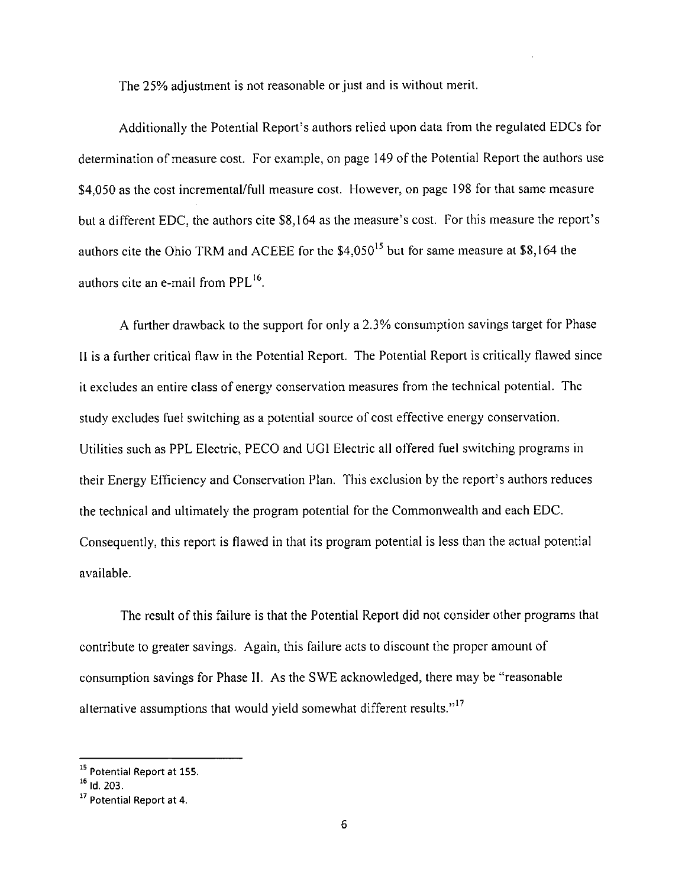The 25% adjustment is not reasonable or just and is without merit.

Additionally the Potential Report's authors relied upon data from the regulated EDCs for determination of measure cost. For example, on page 149 of the Potential Report the authors use $4,050 as the cost incremental/full measure cost. However, on page 198 for that same measure but a different EDC, the authors cite $8,164 as the measure's cost. For this measure the report's authors cite the Ohio TRM and ACEEE for the $4,050[15] but for same measure at $8,164 the authors cite an e-mail from PPL[16].

A further drawback to the support for only a 2.3% consumption savings target for Phase II is a further critical flaw in the Potential Report. The Potential Report is critically flawed since it excludes an entire class of energy conservation measures from the technical potential. The study excludes fuel switching as a potential source of cost effective energy conservation. Utilities such as PPL Electric, PECO and UGI Electric all offered fuel switching programs in their Energy Efficiency and Conservation Plan. This exclusion by the report's authors reduces the technical and ultimately the program potential for the Commonwealth and each EDC. Consequently, this report is flawed in that its program potential is less than the actual potential available.

The result of this failure is that the Potential Report did not consider other programs that contribute to greater savings. Again, this failure acts to discount the proper amount of consumption savings for Phase II. As the SWE acknowledged, there may be "reasonable alternative assumptions that would yield somewhat different results."[17]

---

[15] Potential Report at 155.

[16] Id. 203.

[17] Potential Report at 4.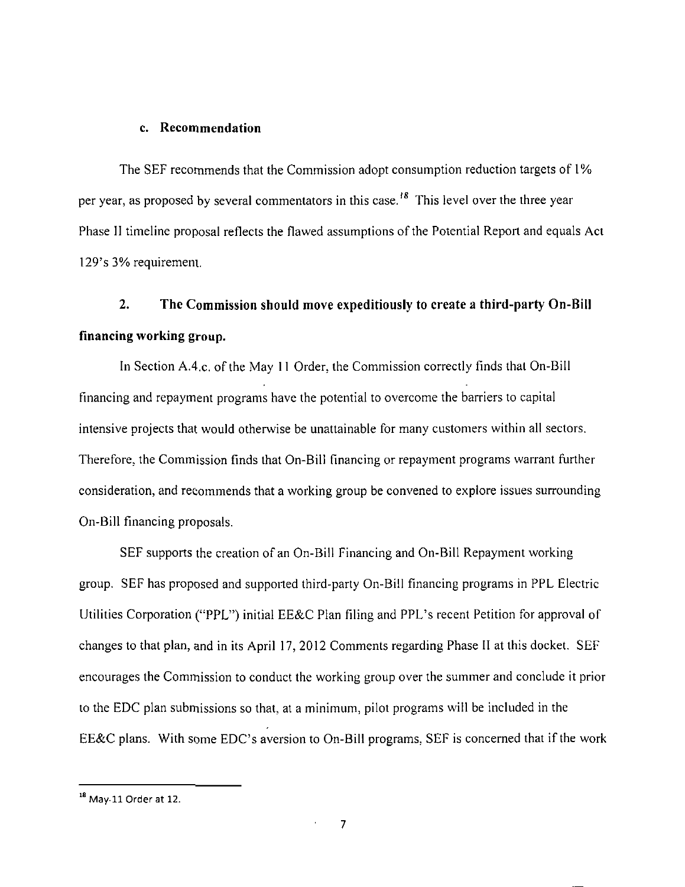### c. Recommendation

The SEF recommends that the Commission adopt consumption reduction targets of 1% per year, as proposed by several commentators in this case.[18] This level over the three year Phase II timeline proposal reflects the flawed assumptions of the Potential Report and equals Act 129's 3% requirement.

### 2. The Commission should move expeditiously to create a third-party On-Bill financing working group.

In Section A.4.c. of the May 11 Order, the Commission correctly finds that On-Bill financing and repayment programs have the potential to overcome the barriers to capital intensive projects that would otherwise be unattainable for many customers within all sectors. Therefore, the Commission finds that On-Bill financing or repayment programs warrant further consideration, and recommends that a working group be convened to explore issues surrounding On-Bill financing proposals.

SEF supports the creation of an On-Bill Financing and On-Bill Repayment working group. SEF has proposed and supported third-party On-Bill financing programs in PPL Electric Utilities Corporation ("PPL") initial EE&C Plan filing and PPL's recent Petition for approval of changes to that plan, and in its April 17, 2012 Comments regarding Phase II at this docket. SEF encourages the Commission to conduct the working group over the summer and conclude it prior to the EDC plan submissions so that, at a minimum, pilot programs will be included in the EE&C plans. With some EDC's aversion to On-Bill programs, SEF is concerned that if the work

[18] May 11 Order at 12.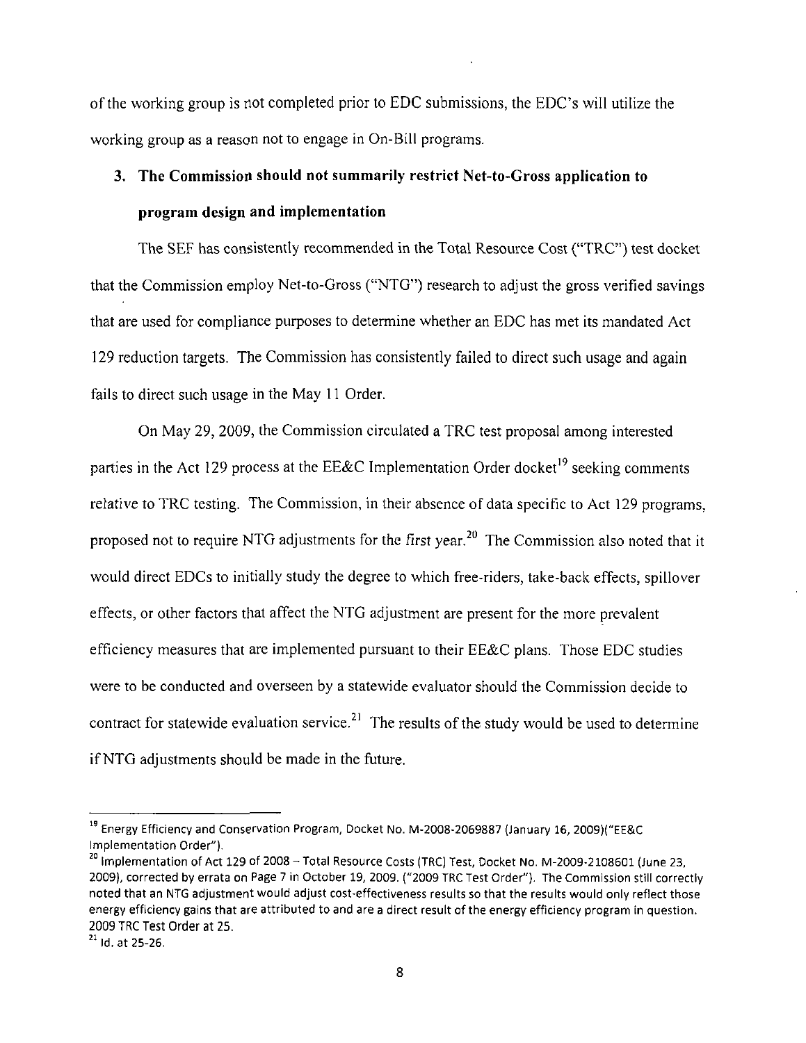of the working group is not completed prior to EDC submissions, the EDC's will utilize the working group as a reason not to engage in On-Bill programs.

### 3. The Commission should not summarily restrict Net-to-Gross application to program design and implementation

The SEF has consistently recommended in the Total Resource Cost ("TRC") test docket that the Commission employ Net-to-Gross ("NTG") research to adjust the gross verified savings that are used for compliance purposes to determine whether an EDC has met its mandated Act 129 reduction targets. The Commission has consistently failed to direct such usage and again fails to direct such usage in the May 11 Order.

On May 29, 2009, the Commission circulated a TRC test proposal among interested parties in the Act 129 process at the EE&C Implementation Order docket[19] seeking comments relative to TRC testing. The Commission, in their absence of data specific to Act 129 programs, proposed not to require NTG adjustments for the *first* year.[20] The Commission also noted that it would direct EDCs to initially study the degree to which free-riders, take-back effects, spillover effects, or other factors that affect the NTG adjustment are present for the more prevalent efficiency measures that are implemented pursuant to their EE&C plans. Those EDC studies were to be conducted and overseen by a statewide evaluator should the Commission decide to contract for statewide evaluation service.[21] The results of the study would be used to determine if NTG adjustments should be made in the future.

---

[19] Energy Efficiency and Conservation Program, Docket No. M-2008-2069887 (January 16, 2009)("EE&C Implementation Order").

[20] Implementation of Act 129 of 2008 – Total Resource Costs (TRC) Test, Docket No. M-2009-2108601 (June 23, 2009), corrected by errata on Page 7 in October 19, 2009. ("2009 TRC Test Order"). The Commission still correctly noted that an NTG adjustment would adjust cost-effectiveness results so that the results would only reflect those energy efficiency gains that are attributed to and are a direct result of the energy efficiency program in question. 2009 TRC Test Order at 25.

[21] Id. at 25-26.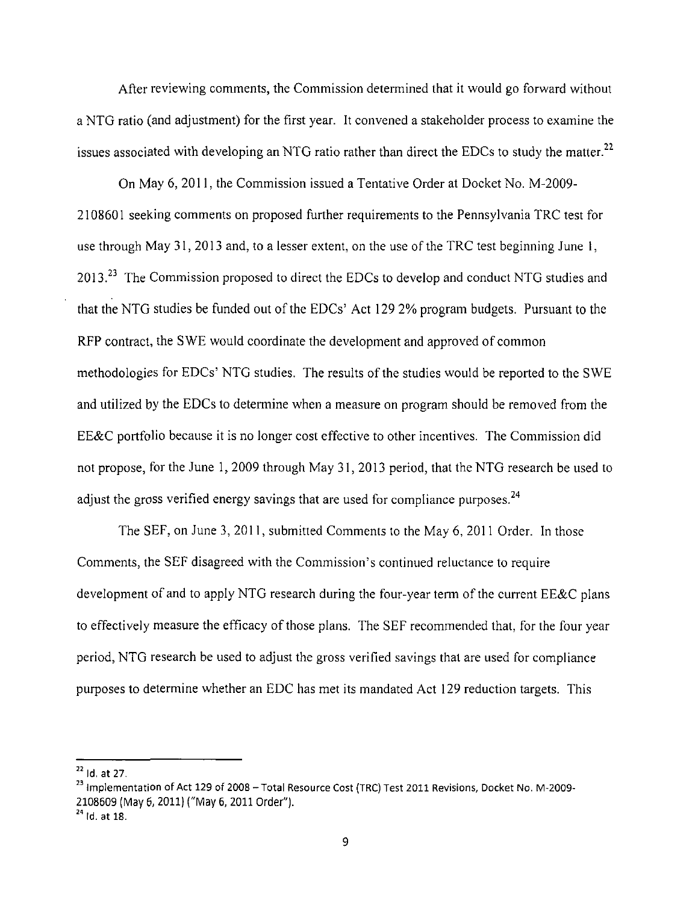After reviewing comments, the Commission determined that it would go forward without a NTG ratio (and adjustment) for the first year. It convened a stakeholder process to examine the issues associated with developing an NTG ratio rather than direct the EDCs to study the matter.[22]

On May 6, 2011, the Commission issued a Tentative Order at Docket No. M-2009-2108601 seeking comments on proposed further requirements to the Pennsylvania TRC test for use through May 31, 2013 and, to a lesser extent, on the use of the TRC test beginning June 1, 2013.[23] The Commission proposed to direct the EDCs to develop and conduct NTG studies and that the NTG studies be funded out of the EDCs' Act 129 2% program budgets. Pursuant to the RFP contract, the SWE would coordinate the development and approved of common methodologies for EDCs' NTG studies. The results of the studies would be reported to the SWE and utilized by the EDCs to determine when a measure on program should be removed from the EE&C portfolio because it is no longer cost effective to other incentives. The Commission did not propose, for the June 1, 2009 through May 31, 2013 period, that the NTG research be used to adjust the gross verified energy savings that are used for compliance purposes.[24]

The SEF, on June 3, 2011, submitted Comments to the May 6, 2011 Order. In those Comments, the SEF disagreed with the Commission's continued reluctance to require development of and to apply NTG research during the four-year term of the current EE&C plans to effectively measure the efficacy of those plans. The SEF recommended that, for the four year period, NTG research be used to adjust the gross verified savings that are used for compliance purposes to determine whether an EDC has met its mandated Act 129 reduction targets. This

---

[22] Id. at 27.

[23] Implementation of Act 129 of 2008 – Total Resource Cost (TRC) Test 2011 Revisions, Docket No. M-2009-2108609 (May 6, 2011) ("May 6, 2011 Order").

[24] Id. at 18.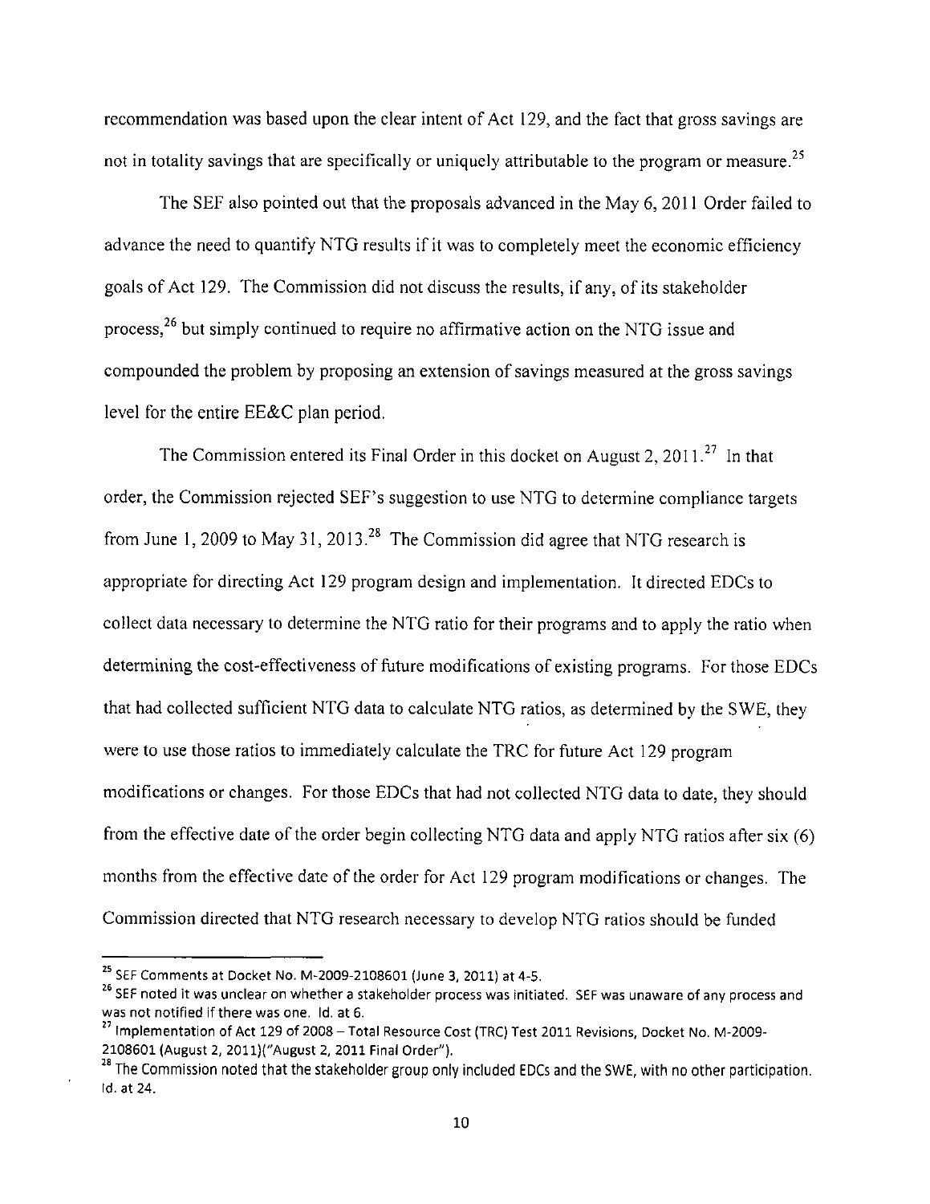recommendation was based upon the clear intent of Act 129, and the fact that gross savings are not in totality savings that are specifically or uniquely attributable to the program or measure.[25]

The SEF also pointed out that the proposals advanced in the May 6, 2011 Order failed to advance the need to quantify NTG results if it was to completely meet the economic efficiency goals of Act 129. The Commission did not discuss the results, if any, of its stakeholder process,[26] but simply continued to require no affirmative action on the NTG issue and compounded the problem by proposing an extension of savings measured at the gross savings level for the entire EE&C plan period.

The Commission entered its Final Order in this docket on August 2, 2011.[27] In that order, the Commission rejected SEF's suggestion to use NTG to determine compliance targets from June 1, 2009 to May 31, 2013.[28] The Commission did agree that NTG research is appropriate for directing Act 129 program design and implementation. It directed EDCs to collect data necessary to determine the NTG ratio for their programs and to apply the ratio when determining the cost-effectiveness of future modifications of existing programs. For those EDCs that had collected sufficient NTG data to calculate NTG ratios, as determined by the SWE, they were to use those ratios to immediately calculate the TRC for future Act 129 program modifications or changes. For those EDCs that had not collected NTG data to date, they should from the effective date of the order begin collecting NTG data and apply NTG ratios after six (6) months from the effective date of the order for Act 129 program modifications or changes. The Commission directed that NTG research necessary to develop NTG ratios should be funded

---

[25] SEF Comments at Docket No. M-2009-2108601 (June 3, 2011) at 4-5.

[26] SEF noted it was unclear on whether a stakeholder process was initiated. SEF was unaware of any process and was not notified if there was one. Id. at 6.

[27] Implementation of Act 129 of 2008 – Total Resource Cost (TRC) Test 2011 Revisions, Docket No. M-2009-2108601 (August 2, 2011)("August 2, 2011 Final Order").

[28] The Commission noted that the stakeholder group only included EDCs and the SWE, with no other participation. Id. at 24.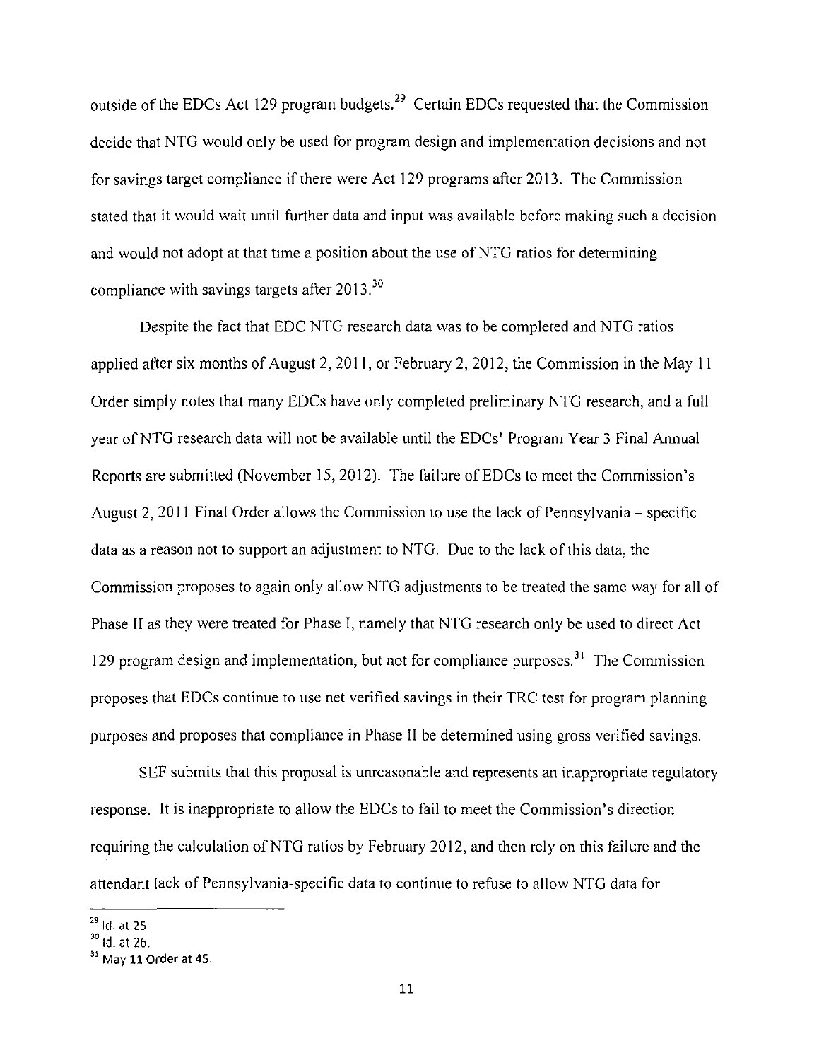outside of the EDCs Act 129 program budgets.[29] Certain EDCs requested that the Commission decide that NTG would only be used for program design and implementation decisions and not for savings target compliance if there were Act 129 programs after 2013. The Commission stated that it would wait until further data and input was available before making such a decision and would not adopt at that time a position about the use of NTG ratios for determining compliance with savings targets after 2013.[30]

Despite the fact that EDC NTG research data was to be completed and NTG ratios applied after six months of August 2, 2011, or February 2, 2012, the Commission in the May 11 Order simply notes that many EDCs have only completed preliminary NTG research, and a full year of NTG research data will not be available until the EDCs' Program Year 3 Final Annual Reports are submitted (November 15, 2012). The failure of EDCs to meet the Commission's August 2, 2011 Final Order allows the Commission to use the lack of Pennsylvania – specific data as a reason not to support an adjustment to NTG. Due to the lack of this data, the Commission proposes to again only allow NTG adjustments to be treated the same way for all of Phase II as they were treated for Phase I, namely that NTG research only be used to direct Act 129 program design and implementation, but not for compliance purposes.[31] The Commission proposes that EDCs continue to use net verified savings in their TRC test for program planning purposes and proposes that compliance in Phase II be determined using gross verified savings.

SEF submits that this proposal is unreasonable and represents an inappropriate regulatory response. It is inappropriate to allow the EDCs to fail to meet the Commission's direction requiring the calculation of NTG ratios by February 2012, and then rely on this failure and the attendant lack of Pennsylvania-specific data to continue to refuse to allow NTG data for

---

[29] Id. at 25.

[30] Id. at 26.

[31] May 11 Order at 45.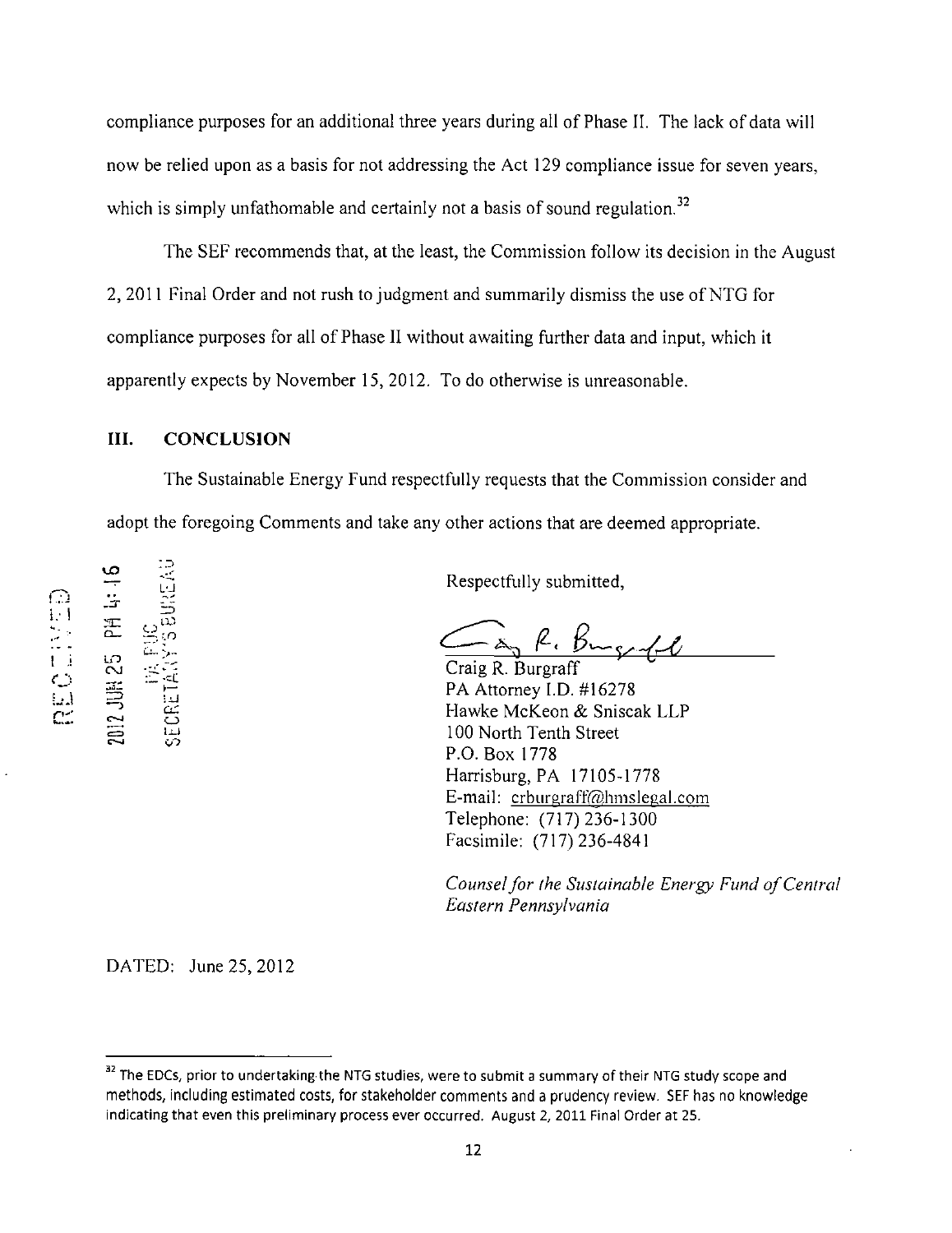compliance purposes for an additional three years during all of Phase II. The lack of data will now be relied upon as a basis for not addressing the Act 129 compliance issue for seven years, which is simply unfathomable and certainly not a basis of sound regulation.[32]

The SEF recommends that, at the least, the Commission follow its decision in the August 2, 2011 Final Order and not rush to judgment and summarily dismiss the use of NTG for compliance purposes for all of Phase II without awaiting further data and input, which it apparently expects by November 15, 2012. To do otherwise is unreasonable.

## III. CONCLUSION

The Sustainable Energy Fund respectfully requests that the Commission consider and adopt the foregoing Comments and take any other actions that are deemed appropriate.

RECEIVED 2012 JUN 25 PM 4:16 PA PUC SECRETARY'S BUREAU

Respectfully submitted,

Craig R. Burgraff
PA Attorney I.D. #16278
Hawke McKeon & Sniscak LLP
100 North Tenth Street
P.O. Box 1778
Harrisburg, PA 17105-1778
E-mail: crburgraff@hmslegal.com
Telephone: (717) 236-1300
Facsimile: (717) 236-4841

*Counsel for the Sustainable Energy Fund of Central Eastern Pennsylvania*

DATED: June 25, 2012

---

[32] The EDCs, prior to undertaking the NTG studies, were to submit a summary of their NTG study scope and methods, including estimated costs, for stakeholder comments and a prudency review. SEF has no knowledge indicating that even this preliminary process ever occurred. August 2, 2011 Final Order at 25.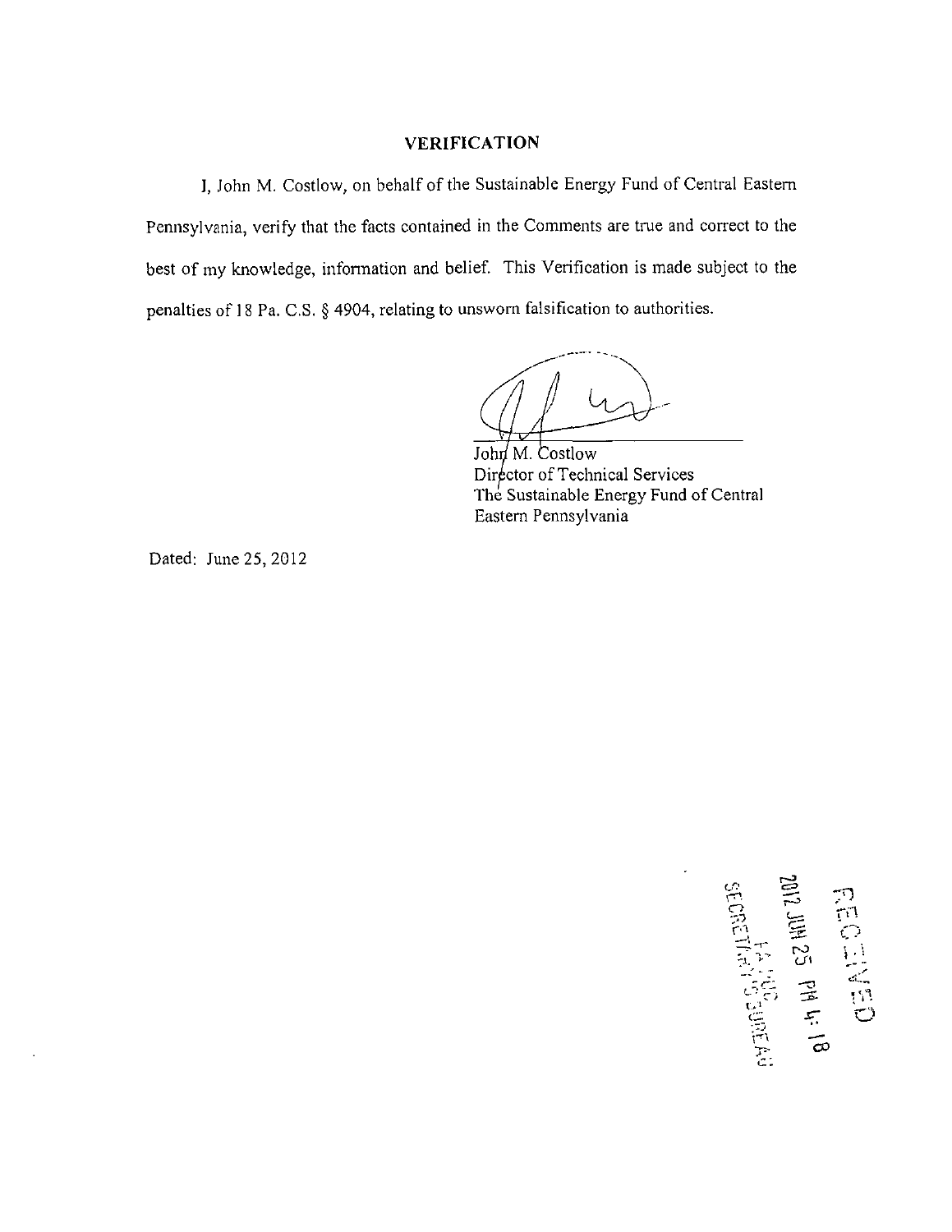## VERIFICATION

I, John M. Costlow, on behalf of the Sustainable Energy Fund of Central Eastern Pennsylvania, verify that the facts contained in the Comments are true and correct to the best of my knowledge, information and belief. This Verification is made subject to the penalties of 18 Pa. C.S. § 4904, relating to unsworn falsification to authorities.

John M. Costlow
Director of Technical Services
The Sustainable Energy Fund of Central Eastern Pennsylvania

Dated: June 25, 2012

RECEIVED
2012 JUN 25 PM 4:18
PA PUC
SECRETARY'S BUREAU